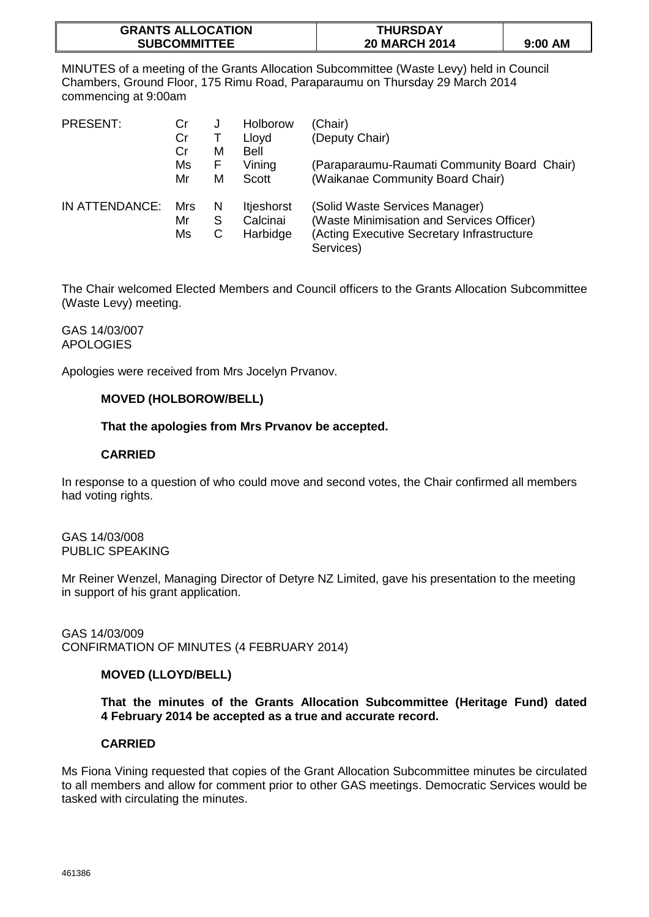| GRANTS ALLOCATION SUBCOMMITTEE | THURSDAY 20 MARCH 2014 | 9:00 AM |
| --- | --- | --- |

MINUTES of a meeting of the Grants Allocation Subcommittee (Waste Levy) held in Council Chambers, Ground Floor, 175 Rimu Road, Paraparaumu on Thursday 29 March 2014 commencing at 9:00am

| | | | | |
| --- | --- | --- | --- | --- |
| PRESENT: | Cr | J | Holborow | (Chair) |
| | Cr | T | Lloyd | (Deputy Chair) |
| | Cr | M | Bell | |
| | Ms | F | Vining | (Paraparaumu-Raumati Community Board Chair) |
| | Mr | M | Scott | (Waikanae Community Board Chair) |
| IN ATTENDANCE: | Mrs | N | Itjeshorst | (Solid Waste Services Manager) |
| | Mr | S | Calcinai | (Waste Minimisation and Services Officer) |
| | Ms | C | Harbidge | (Acting Executive Secretary Infrastructure Services) |

The Chair welcomed Elected Members and Council officers to the Grants Allocation Subcommittee (Waste Levy) meeting.

GAS 14/03/007
APOLOGIES

Apologies were received from Mrs Jocelyn Prvanov.

**MOVED (HOLBOROW/BELL)**

**That the apologies from Mrs Prvanov be accepted.**

**CARRIED**

In response to a question of who could move and second votes, the Chair confirmed all members had voting rights.

GAS 14/03/008
PUBLIC SPEAKING

Mr Reiner Wenzel, Managing Director of Detyre NZ Limited, gave his presentation to the meeting in support of his grant application.

GAS 14/03/009
CONFIRMATION OF MINUTES (4 FEBRUARY 2014)

**MOVED (LLOYD/BELL)**

**That the minutes of the Grants Allocation Subcommittee (Heritage Fund) dated 4 February 2014 be accepted as a true and accurate record.**

**CARRIED**

Ms Fiona Vining requested that copies of the Grant Allocation Subcommittee minutes be circulated to all members and allow for comment prior to other GAS meetings. Democratic Services would be tasked with circulating the minutes.

461386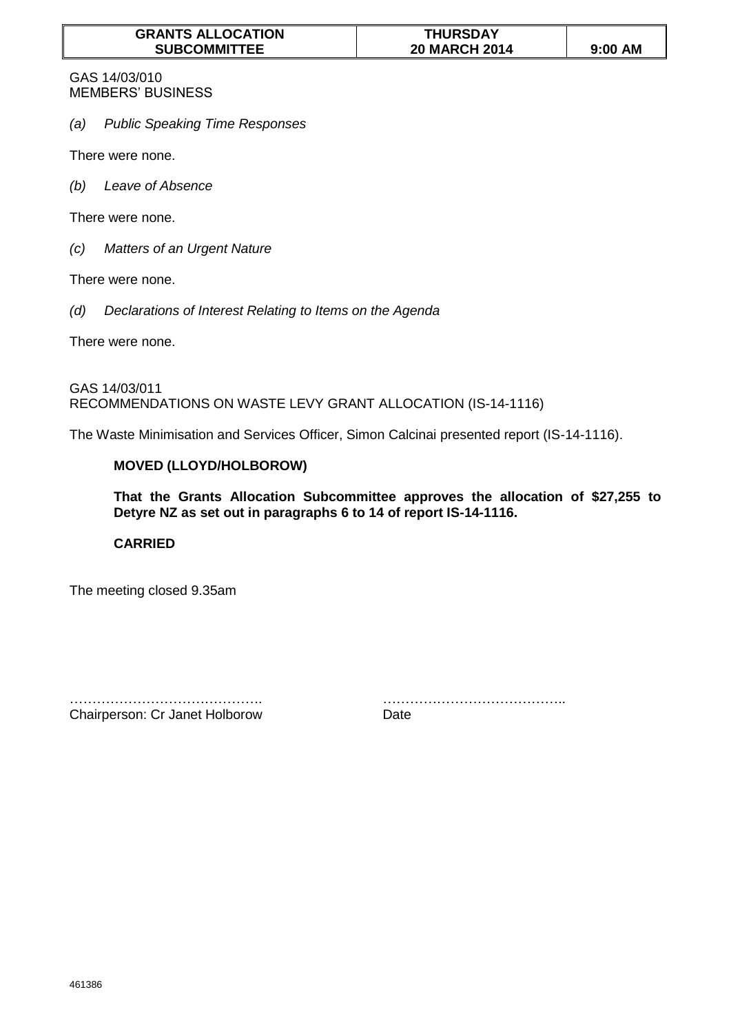GAS 14/03/010
MEMBERS' BUSINESS

*(a) Public Speaking Time Responses*

There were none.

*(b) Leave of Absence*

There were none.

*(c) Matters of an Urgent Nature*

There were none.

*(d) Declarations of Interest Relating to Items on the Agenda*

There were none.

GAS 14/03/011
RECOMMENDATIONS ON WASTE LEVY GRANT ALLOCATION (IS-14-1116)

The Waste Minimisation and Services Officer, Simon Calcinai presented report (IS-14-1116).

**MOVED (LLOYD/HOLBOROW)**

**That the Grants Allocation Subcommittee approves the allocation of $27,255 to Detyre NZ as set out in paragraphs 6 to 14 of report IS-14-1116.**

**CARRIED**

The meeting closed 9.35am

……………………………………. ……………………………………..
Chairperson: Cr Janet Holborow Date

461386